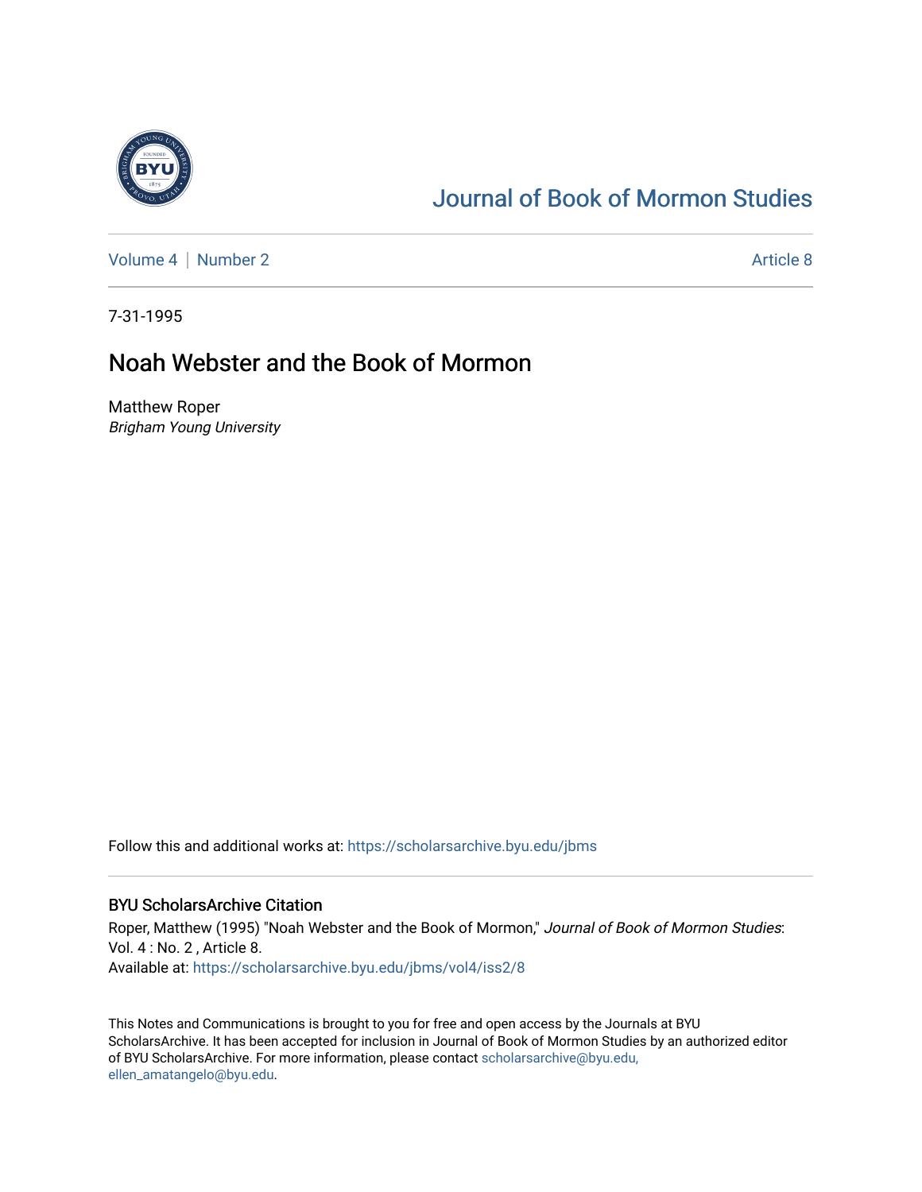# Journal of Book of Mormon Studies

Volume 4 | Number 2 — Article 8

7-31-1995

## Noah Webster and the Book of Mormon

Matthew Roper
*Brigham Young University*

Follow this and additional works at: https://scholarsarchive.byu.edu/jbms

### BYU ScholarsArchive Citation

Roper, Matthew (1995) "Noah Webster and the Book of Mormon," *Journal of Book of Mormon Studies*: Vol. 4 : No. 2 , Article 8.
Available at: https://scholarsarchive.byu.edu/jbms/vol4/iss2/8

This Notes and Communications is brought to you for free and open access by the Journals at BYU ScholarsArchive. It has been accepted for inclusion in Journal of Book of Mormon Studies by an authorized editor of BYU ScholarsArchive. For more information, please contact scholarsarchive@byu.edu, ellen_amatangelo@byu.edu.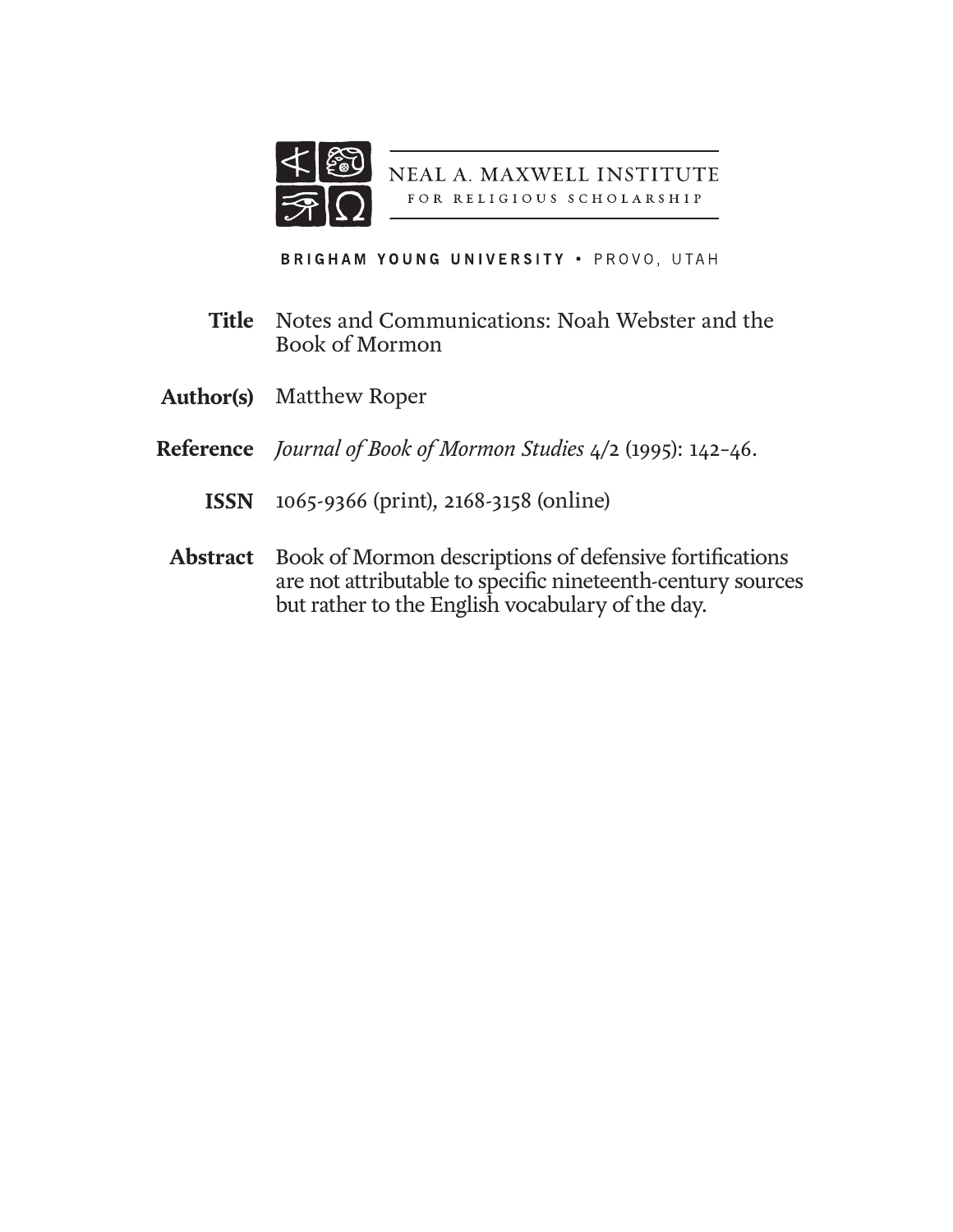NEAL A. MAXWELL INSTITUTE
FOR RELIGIOUS SCHOLARSHIP

BRIGHAM YOUNG UNIVERSITY • PROVO, UTAH

**Title** Notes and Communications: Noah Webster and the Book of Mormon

**Author(s)** Matthew Roper

**Reference** *Journal of Book of Mormon Studies* 4/2 (1995): 142–46.

**ISSN** 1065-9366 (print), 2168-3158 (online)

**Abstract** Book of Mormon descriptions of defensive fortifications are not attributable to specific nineteenth-century sources but rather to the English vocabulary of the day.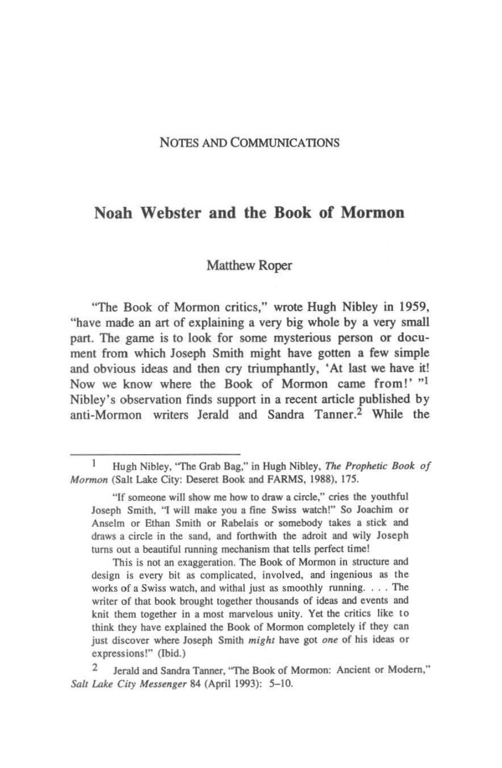NOTES AND COMMUNICATIONS

# Noah Webster and the Book of Mormon

Matthew Roper

"The Book of Mormon critics," wrote Hugh Nibley in 1959, "have made an art of explaining a very big whole by a very small part. The game is to look for some mysterious person or document from which Joseph Smith might have gotten a few simple and obvious ideas and then cry triumphantly, 'At last we have it! Now we know where the Book of Mormon came from!' "[1] Nibley's observation finds support in a recent article published by anti-Mormon writers Jerald and Sandra Tanner.[2] While the

---

1 Hugh Nibley, "The Grab Bag," in Hugh Nibley, *The Prophetic Book of Mormon* (Salt Lake City: Deseret Book and FARMS, 1988), 175.

> "If someone will show me how to draw a circle," cries the youthful Joseph Smith, "I will make you a fine Swiss watch!" So Joachim or Anselm or Ethan Smith or Rabelais or somebody takes a stick and draws a circle in the sand, and forthwith the adroit and wily Joseph turns out a beautiful running mechanism that tells perfect time!
>
> This is not an exaggeration. The Book of Mormon in structure and design is every bit as complicated, involved, and ingenious as the works of a Swiss watch, and withal just as smoothly running. . . . The writer of that book brought together thousands of ideas and events and knit them together in a most marvelous unity. Yet the critics like to think they have explained the Book of Mormon completely if they can just discover where Joseph Smith *might* have got *one* of his ideas or expressions!" (Ibid.)

2 Jerald and Sandra Tanner, "The Book of Mormon: Ancient or Modern," *Salt Lake City Messenger* 84 (April 1993): 5–10.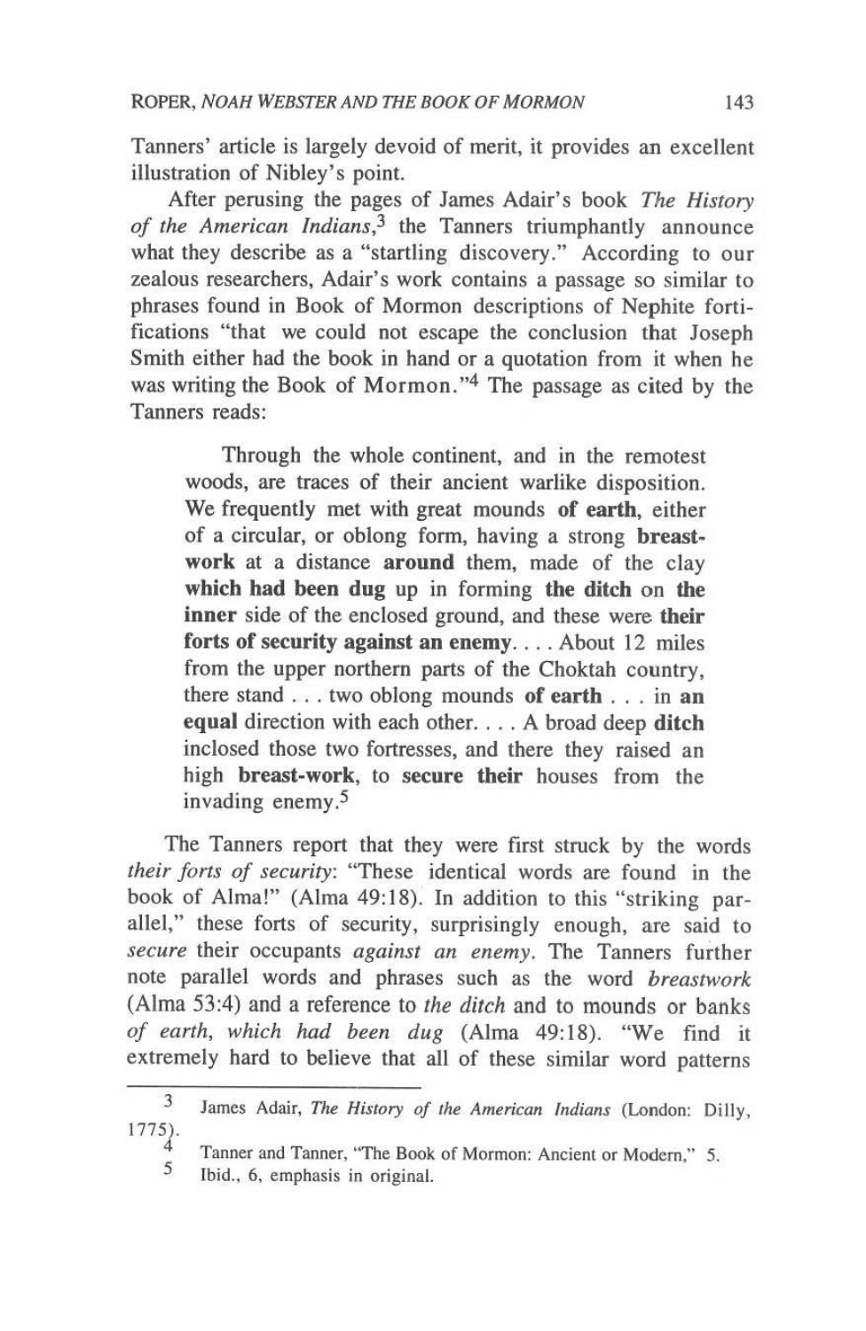Tanners' article is largely devoid of merit, it provides an excellent illustration of Nibley's point.

After perusing the pages of James Adair's book *The History of the American Indians*,[3] the Tanners triumphantly announce what they describe as a "startling discovery." According to our zealous researchers, Adair's work contains a passage so similar to phrases found in Book of Mormon descriptions of Nephite fortifications "that we could not escape the conclusion that Joseph Smith either had the book in hand or a quotation from it when he was writing the Book of Mormon."[4] The passage as cited by the Tanners reads:

> Through the whole continent, and in the remotest woods, are traces of their ancient warlike disposition. We frequently met with great mounds **of earth**, either of a circular, or oblong form, having a strong **breast-work** at a distance **around** them, made of the clay **which had been dug** up in forming **the ditch** on **the inner** side of the enclosed ground, and these were **their forts of security against an enemy**. . . . About 12 miles from the upper northern parts of the Choktah country, there stand . . . two oblong mounds **of earth** . . . in **an equal** direction with each other. . . . A broad deep **ditch** inclosed those two fortresses, and there they raised an high **breast-work**, to **secure their** houses from the invading enemy.[5]

The Tanners report that they were first struck by the words *their forts of security*: "These identical words are found in the book of Alma!" (Alma 49:18). In addition to this "striking parallel," these forts of security, surprisingly enough, are said to *secure* their occupants *against an enemy*. The Tanners further note parallel words and phrases such as the word *breastwork* (Alma 53:4) and a reference to *the ditch* and to mounds or banks *of earth, which had been dug* (Alma 49:18). "We find it extremely hard to believe that all of these similar word patterns

---

3 James Adair, *The History of the American Indians* (London: Dilly, 1775).

4 Tanner and Tanner, "The Book of Mormon: Ancient or Modern," 5.

5 Ibid., 6, emphasis in original.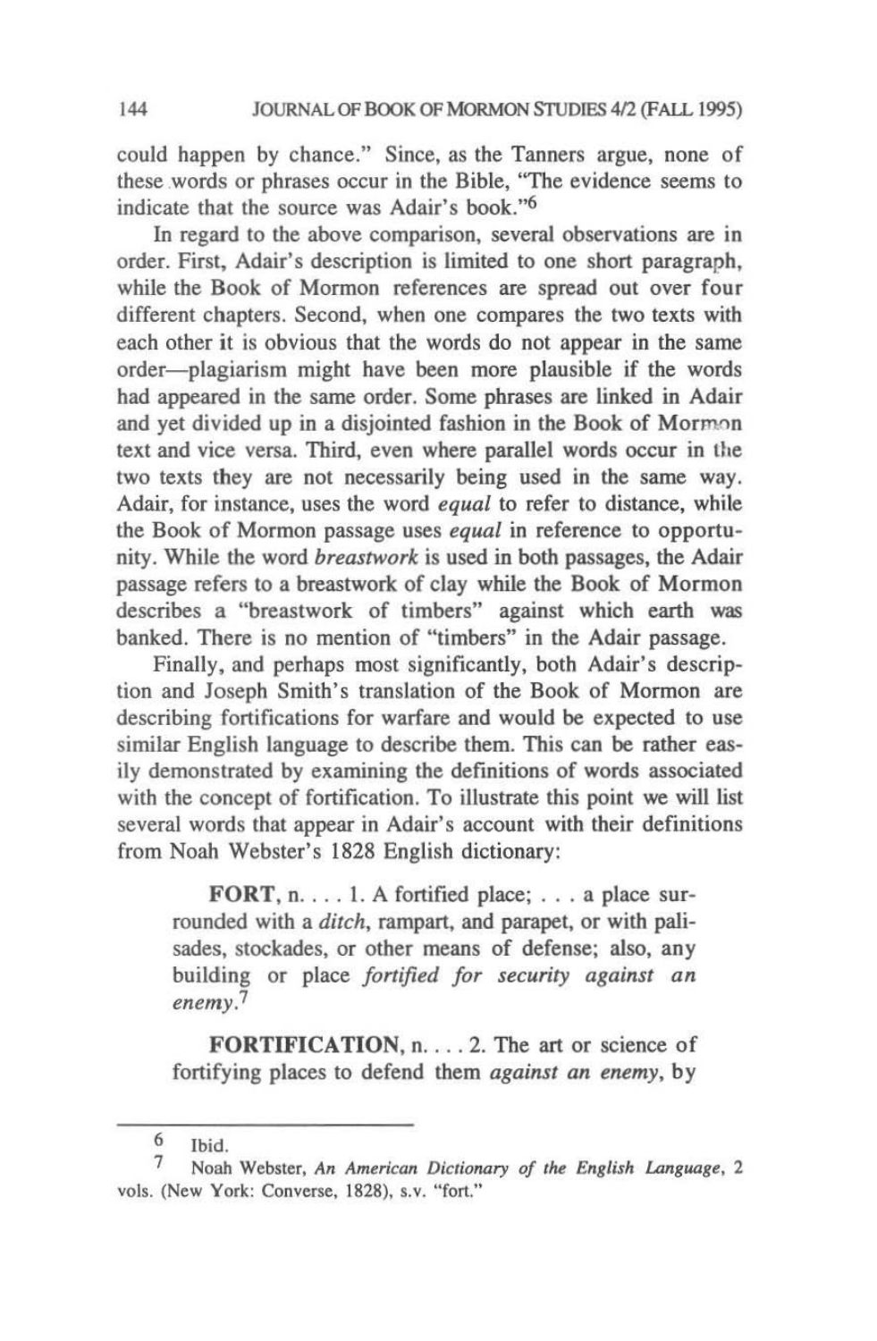could happen by chance." Since, as the Tanners argue, none of these words or phrases occur in the Bible, "The evidence seems to indicate that the source was Adair's book."[6]

In regard to the above comparison, several observations are in order. First, Adair's description is limited to one short paragraph, while the Book of Mormon references are spread out over four different chapters. Second, when one compares the two texts with each other it is obvious that the words do not appear in the same order—plagiarism might have been more plausible if the words had appeared in the same order. Some phrases are linked in Adair and yet divided up in a disjointed fashion in the Book of Mormon text and vice versa. Third, even where parallel words occur in the two texts they are not necessarily being used in the same way. Adair, for instance, uses the word *equal* to refer to distance, while the Book of Mormon passage uses *equal* in reference to opportunity. While the word *breastwork* is used in both passages, the Adair passage refers to a breastwork of clay while the Book of Mormon describes a "breastwork of timbers" against which earth was banked. There is no mention of "timbers" in the Adair passage.

Finally, and perhaps most significantly, both Adair's description and Joseph Smith's translation of the Book of Mormon are describing fortifications for warfare and would be expected to use similar English language to describe them. This can be rather easily demonstrated by examining the definitions of words associated with the concept of fortification. To illustrate this point we will list several words that appear in Adair's account with their definitions from Noah Webster's 1828 English dictionary:

> **FORT**, n. . . . 1. A fortified place; . . . a place surrounded with a *ditch*, rampart, and parapet, or with palisades, stockades, or other means of defense; also, any building or place *fortified for security against an enemy*.[7]
>
> **FORTIFICATION**, n. . . . 2. The art or science of fortifying places to defend them *against an enemy*, by

---

[6] Ibid.

[7] Noah Webster, *An American Dictionary of the English Language*, 2 vols. (New York: Converse, 1828), s.v. "fort."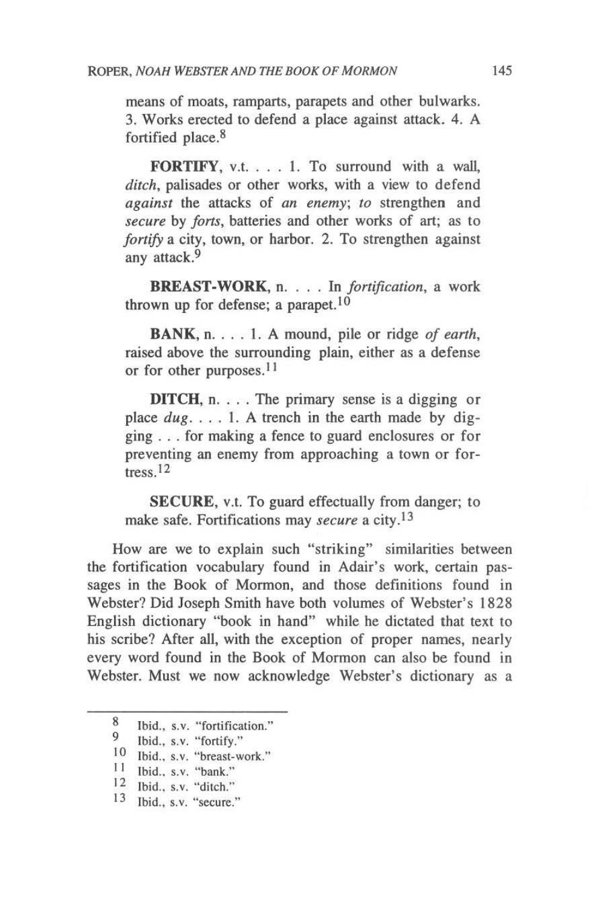means of moats, ramparts, parapets and other bulwarks. 3. Works erected to defend a place against attack. 4. A fortified place.[8]

**FORTIFY**, v.t. . . . 1. To surround with a wall, *ditch*, palisades or other works, with a view to defend *against* the attacks of *an enemy*; *to* strengthen and *secure* by *forts*, batteries and other works of art; as to *fortify* a city, town, or harbor. 2. To strengthen against any attack.[9]

**BREAST-WORK**, n. . . . In *fortification*, a work thrown up for defense; a parapet.[10]

**BANK**, n. . . . 1. A mound, pile or ridge *of earth*, raised above the surrounding plain, either as a defense or for other purposes.[11]

**DITCH**, n. . . . The primary sense is a digging or place *dug*. . . . 1. A trench in the earth made by digging . . . for making a fence to guard enclosures or for preventing an enemy from approaching a town or fortress.[12]

**SECURE**, v.t. To guard effectually from danger; to make safe. Fortifications may *secure* a city.[13]

How are we to explain such "striking" similarities between the fortification vocabulary found in Adair's work, certain passages in the Book of Mormon, and those definitions found in Webster? Did Joseph Smith have both volumes of Webster's 1828 English dictionary "book in hand" while he dictated that text to his scribe? After all, with the exception of proper names, nearly every word found in the Book of Mormon can also be found in Webster. Must we now acknowledge Webster's dictionary as a

---

8 Ibid., s.v. "fortification."

9 Ibid., s.v. "fortify."

10 Ibid., s.v. "breast-work."

11 Ibid., s.v. "bank."

12 Ibid., s.v. "ditch."

13 Ibid., s.v. "secure."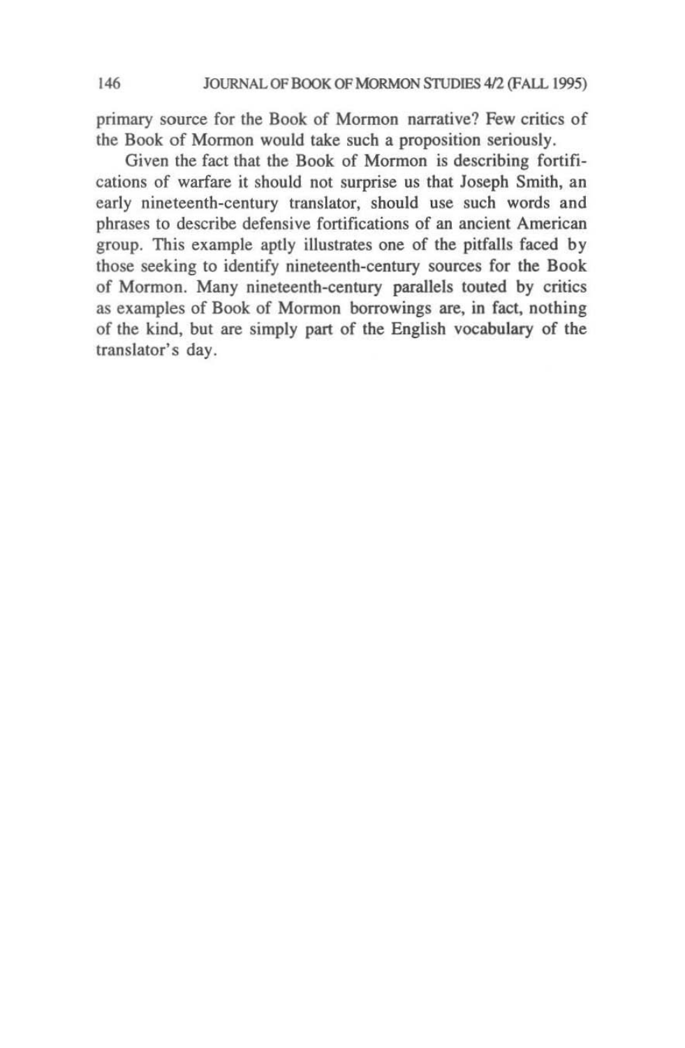primary source for the Book of Mormon narrative? Few critics of the Book of Mormon would take such a proposition seriously.

Given the fact that the Book of Mormon is describing fortifications of warfare it should not surprise us that Joseph Smith, an early nineteenth-century translator, should use such words and phrases to describe defensive fortifications of an ancient American group. This example aptly illustrates one of the pitfalls faced by those seeking to identify nineteenth-century sources for the Book of Mormon. Many nineteenth-century parallels touted by critics as examples of Book of Mormon borrowings are, in fact, nothing of the kind, but are simply part of the English vocabulary of the translator's day.